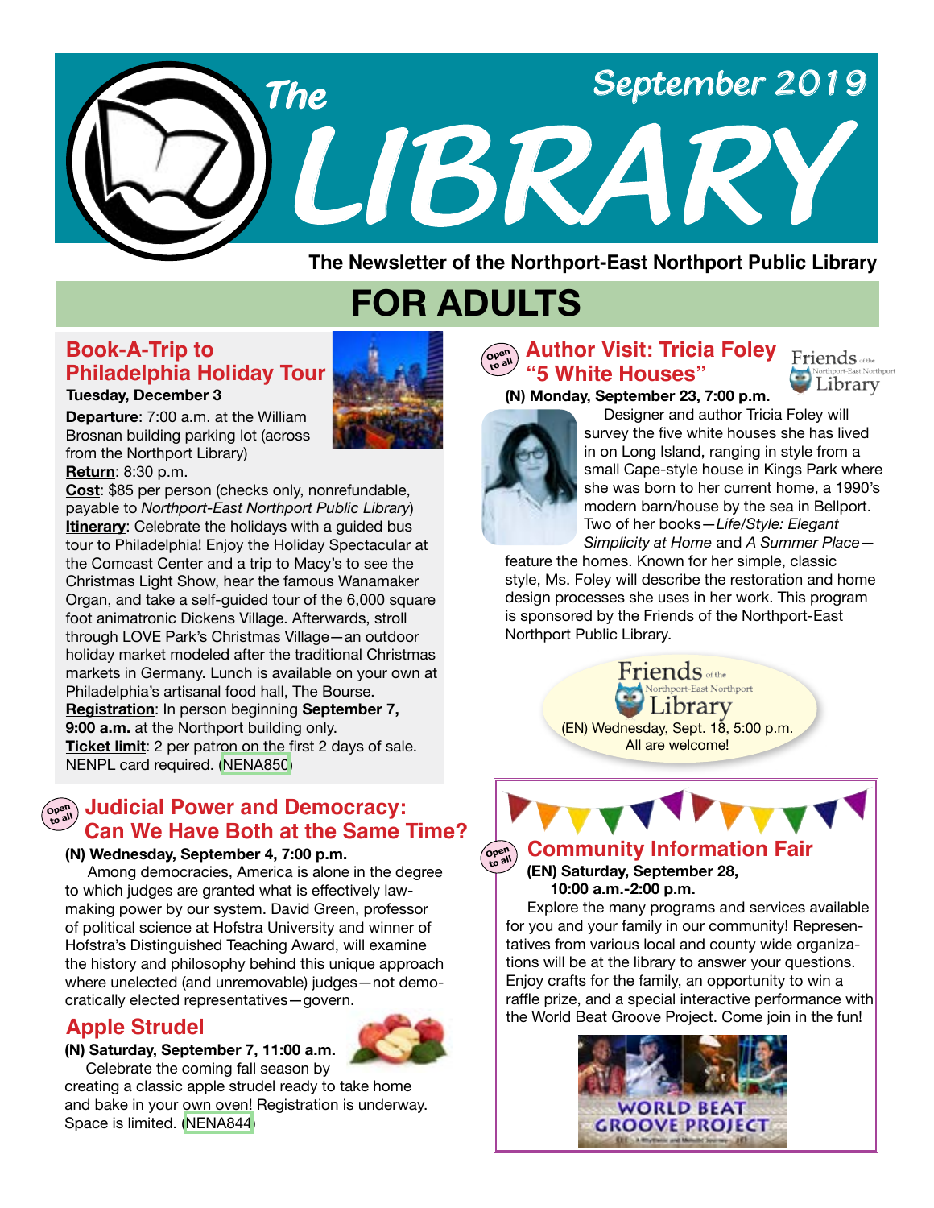# The LIBRARY

September 2019

The Newsletter of the Northport-East Northport Public Library

# FOR ADULTS

## Book-A-Trip to Philadelphia Holiday Tour

**Tuesday, December 3**

**Departure**: 7:00 a.m. at the William Brosnan building parking lot (across from the Northport Library)

**Return**: 8:30 p.m.

**Cost**: $85 per person (checks only, nonrefundable, payable to *Northport-East Northport Public Library*)

**Itinerary**: Celebrate the holidays with a guided bus tour to Philadelphia! Enjoy the Holiday Spectacular at the Comcast Center and a trip to Macy's to see the Christmas Light Show, hear the famous Wanamaker Organ, and take a self-guided tour of the 6,000 square foot animatronic Dickens Village. Afterwards, stroll through LOVE Park's Christmas Village—an outdoor holiday market modeled after the traditional Christmas markets in Germany. Lunch is available on your own at Philadelphia's artisanal food hall, The Bourse.

**Registration**: In person beginning **September 7, 9:00 a.m.** at the Northport building only.

**Ticket limit**: 2 per patron on the first 2 days of sale. NENPL card required. (NENA850)

## Judicial Power and Democracy: Can We Have Both at the Same Time?

Open to all

**(N) Wednesday, September 4, 7:00 p.m.**

Among democracies, America is alone in the degree to which judges are granted what is effectively law-making power by our system. David Green, professor of political science at Hofstra University and winner of Hofstra's Distinguished Teaching Award, will examine the history and philosophy behind this unique approach where unelected (and unremovable) judges—not democratically elected representatives—govern.

## Apple Strudel

**(N) Saturday, September 7, 11:00 a.m.**

Celebrate the coming fall season by creating a classic apple strudel ready to take home and bake in your own oven! Registration is underway. Space is limited. (NENA844)

## Author Visit: Tricia Foley "5 White Houses"

Open to all

**(N) Monday, September 23, 7:00 p.m.**

Designer and author Tricia Foley will survey the five white houses she has lived in on Long Island, ranging in style from a small Cape-style house in Kings Park where she was born to her current home, a 1990's modern barn/house by the sea in Bellport. Two of her books—*Life/Style: Elegant Simplicity at Home* and *A Summer Place*—feature the homes. Known for her simple, classic style, Ms. Foley will describe the restoration and home design processes she uses in her work. This program is sponsored by the Friends of the Northport-East Northport Public Library.

Friends of the Northport-East Northport Library

(EN) Wednesday, Sept. 18, 5:00 p.m.
All are welcome!

## Community Information Fair

Open to all

**(EN) Saturday, September 28, 10:00 a.m.-2:00 p.m.**

Explore the many programs and services available for you and your family in our community! Representatives from various local and county wide organizations will be at the library to answer your questions. Enjoy crafts for the family, an opportunity to win a raffle prize, and a special interactive performance with the World Beat Groove Project. Come join in the fun!

WORLD BEAT GROOVE PROJECT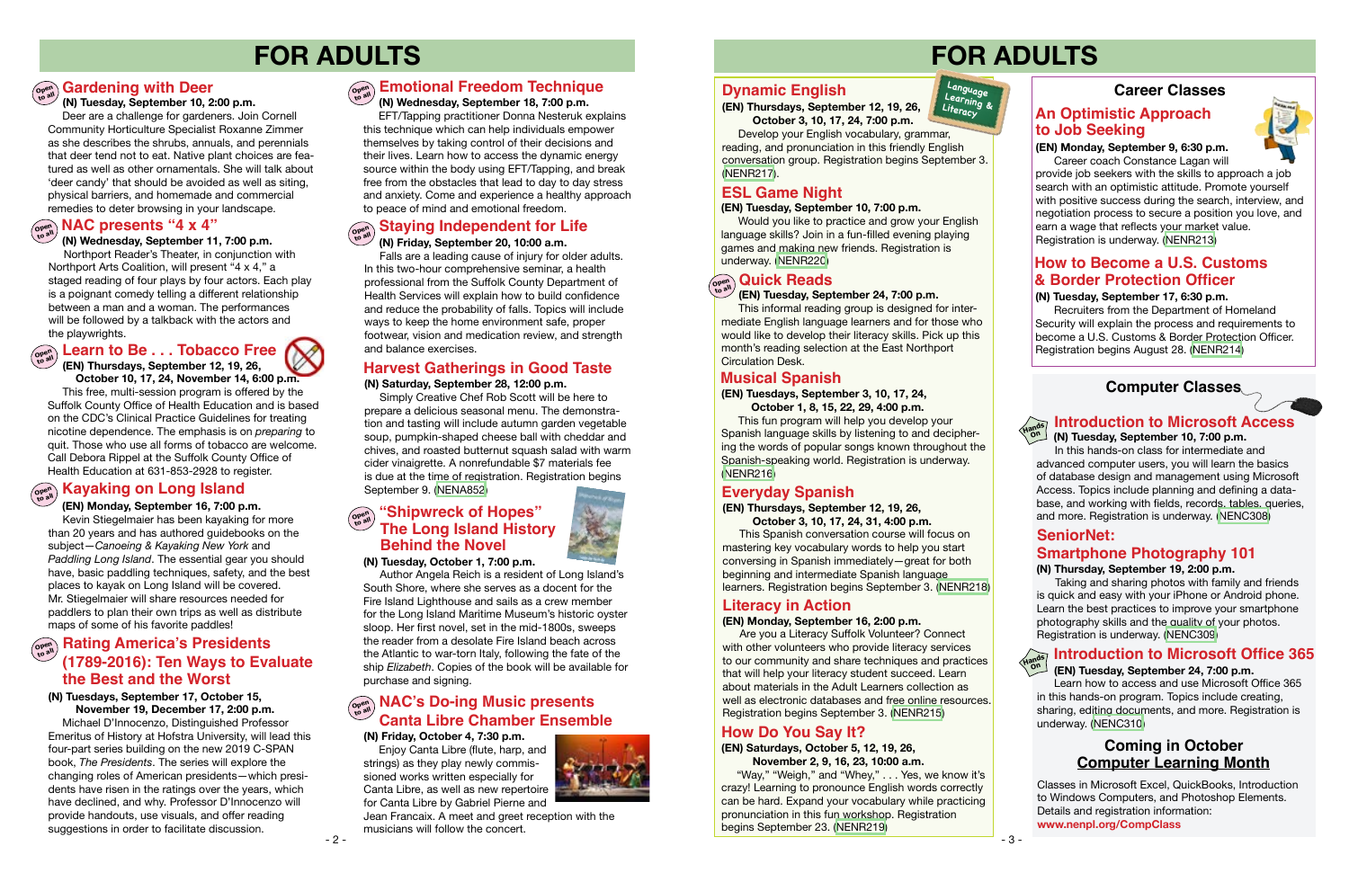# FOR ADULTS

## Gardening with Deer

**(N) Tuesday, September 10, 2:00 p.m.**

Deer are a challenge for gardeners. Join Cornell Community Horticulture Specialist Roxanne Zimmer as she describes the shrubs, annuals, and perennials that deer tend not to eat. Native plant choices are featured as well as other ornamentals. She will talk about 'deer candy' that should be avoided as well as siting, physical barriers, and homemade and commercial remedies to deter browsing in your landscape.

## NAC presents "4 x 4"

**(N) Wednesday, September 11, 7:00 p.m.**

Northport Reader's Theater, in conjunction with Northport Arts Coalition, will present "4 x 4," a staged reading of four plays by four actors. Each play is a poignant comedy telling a different relationship between a man and a woman. The performances will be followed by a talkback with the actors and the playwrights.

## Learn to Be . . . Tobacco Free

**(EN) Thursdays, September 12, 19, 26, October 10, 17, 24, November 14, 6:00 p.m.**

This free, multi-session program is offered by the Suffolk County Office of Health Education and is based on the CDC's Clinical Practice Guidelines for treating nicotine dependence. The emphasis is on *preparing* to quit. Those who use all forms of tobacco are welcome. Call Debora Rippel at the Suffolk County Office of Health Education at 631-853-2928 to register.

## Kayaking on Long Island

**(EN) Monday, September 16, 7:00 p.m.**

Kevin Stiegelmaier has been kayaking for more than 20 years and has authored guidebooks on the subject—*Canoeing & Kayaking New York* and *Paddling Long Island*. The essential gear you should have, basic paddling techniques, safety, and the best places to kayak on Long Island will be covered. Mr. Stiegelmaier will share resources needed for paddlers to plan their own trips as well as distribute maps of some of his favorite paddles!

## Rating America's Presidents (1789-2016): Ten Ways to Evaluate the Best and the Worst

**(N) Tuesdays, September 17, October 15, November 19, December 17, 2:00 p.m.**

Michael D'Innocenzo, Distinguished Professor Emeritus of History at Hofstra University, will lead this four-part series building on the new 2019 C-SPAN book, *The Presidents*. The series will explore the changing roles of American presidents—which presidents have risen in the ratings over the years, which have declined, and why. Professor D'Innocenzo will provide handouts, use visuals, and offer reading suggestions in order to facilitate discussion.

## Emotional Freedom Technique

**(N) Wednesday, September 18, 7:00 p.m.**

EFT/Tapping practitioner Donna Nesteruk explains this technique which can help individuals empower themselves by taking control of their decisions and their lives. Learn how to access the dynamic energy source within the body using EFT/Tapping, and break free from the obstacles that lead to day to day stress and anxiety. Come and experience a healthy approach to peace of mind and emotional freedom.

## Staying Independent for Life

**(N) Friday, September 20, 10:00 a.m.**

Falls are a leading cause of injury for older adults. In this two-hour comprehensive seminar, a health professional from the Suffolk County Department of Health Services will explain how to build confidence and reduce the probability of falls. Topics will include ways to keep the home environment safe, proper footwear, vision and medication review, and strength and balance exercises.

## Harvest Gatherings in Good Taste

**(N) Saturday, September 28, 12:00 p.m.**

Simply Creative Chef Rob Scott will be here to prepare a delicious seasonal menu. The demonstration and tasting will include autumn garden vegetable soup, pumpkin-shaped cheese ball with cheddar and chives, and roasted butternut squash salad with warm cider vinaigrette. A nonrefundable $7 materials fee is due at the time of registration. Registration begins September 9. (NENA852)

## "Shipwreck of Hopes" The Long Island History Behind the Novel

**(N) Tuesday, October 1, 7:00 p.m.**

Author Angela Reich is a resident of Long Island's South Shore, where she serves as a docent for the Fire Island Lighthouse and sails as a crew member for the Long Island Maritime Museum's historic oyster sloop. Her first novel, set in the mid-1800s, sweeps the reader from a desolate Fire Island beach across the Atlantic to war-torn Italy, following the fate of the ship *Elizabeth*. Copies of the book will be available for purchase and signing.

## NAC's Do-ing Music presents Canta Libre Chamber Ensemble

**(N) Friday, October 4, 7:30 p.m.**

Enjoy Canta Libre (flute, harp, and strings) as they play newly commissioned works written especially for Canta Libre, as well as new repertoire for Canta Libre by Gabriel Pierne and Jean Francaix. A meet and greet reception with the musicians will follow the concert.

# FOR ADULTS

*Language Learning & Literacy*

## Dynamic English

**(EN) Thursdays, September 12, 19, 26, October 3, 10, 17, 24, 7:00 p.m.**

Develop your English vocabulary, grammar, reading, and pronunciation in this friendly English conversation group. Registration begins September 3. (NENR217)

## ESL Game Night

**(EN) Tuesday, September 10, 7:00 p.m.**

Would you like to practice and grow your English language skills? Join in a fun-filled evening playing games and making new friends. Registration is underway. (NENR220)

## Quick Reads

**(EN) Tuesday, September 24, 7:00 p.m.**

This informal reading group is designed for intermediate English language learners and for those who would like to develop their literacy skills. Pick up this month's reading selection at the East Northport Circulation Desk.

## Musical Spanish

**(EN) Tuesdays, September 3, 10, 17, 24, October 1, 8, 15, 22, 29, 4:00 p.m.**

This fun program will help you develop your Spanish language skills by listening to and deciphering the words of popular songs known throughout the Spanish-speaking world. Registration is underway. (NENR216)

## Everyday Spanish

**(EN) Thursdays, September 12, 19, 26, October 3, 10, 17, 24, 31, 4:00 p.m.**

This Spanish conversation course will focus on mastering key vocabulary words to help you start conversing in Spanish immediately—great for both beginning and intermediate Spanish language learners. Registration begins September 3. (NENR218)

## Literacy in Action

**(EN) Monday, September 16, 2:00 p.m.**

Are you a Literacy Suffolk Volunteer? Connect with other volunteers who provide literacy services to our community and share techniques and practices that will help your literacy student succeed. Learn about materials in the Adult Learners collection as well as electronic databases and free online resources. Registration begins September 3. (NENR215)

## How Do You Say It?

**(EN) Saturdays, October 5, 12, 19, 26, November 2, 9, 16, 23, 10:00 a.m.**

"Way," "Weigh," and "Whey," . . . Yes, we know it's crazy! Learning to pronounce English words correctly can be hard. Expand your vocabulary while practicing pronunciation in this fun workshop. Registration begins September 23. (NENR219)

## Career Classes

### An Optimistic Approach to Job Seeking

**(EN) Monday, September 9, 6:30 p.m.**

Career coach Constance Lagan will provide job seekers with the skills to approach a job search with an optimistic attitude. Promote yourself with positive success during the search, interview, and negotiation process to secure a position you love, and earn a wage that reflects your market value. Registration is underway. (NENR213)

### How to Become a U.S. Customs & Border Protection Officer

**(N) Tuesday, September 17, 6:30 p.m.**

Recruiters from the Department of Homeland Security will explain the process and requirements to become a U.S. Customs & Border Protection Officer. Registration begins August 28. (NENR214)

## Computer Classes

### Introduction to Microsoft Access

**(EN) Tuesday, September 10, 7:00 p.m.**

In this hands-on class for intermediate and advanced computer users, you will learn the basics of database design and management using Microsoft Access. Topics include planning and defining a database, and working with fields, records, tables, queries, and more. Registration is underway. (NENC308)

### SeniorNet: Smartphone Photography 101

**(N) Thursday, September 19, 2:00 p.m.**

Taking and sharing photos with family and friends is quick and easy with your iPhone or Android phone. Learn the best practices to improve your smartphone photography skills and the quality of your photos. Registration is underway. (NENC309)

### Introduction to Microsoft Office 365

**(EN) Tuesday, September 24, 7:00 p.m.**

Learn how to access and use Microsoft Office 365 in this hands-on program. Topics include creating, sharing, editing documents, and more. Registration is underway. (NENC310)

### Coming in October Computer Learning Month

Classes in Microsoft Excel, QuickBooks, Introduction to Windows Computers, and Photoshop Elements. Details and registration information: **www.nenpl.org/CompClass**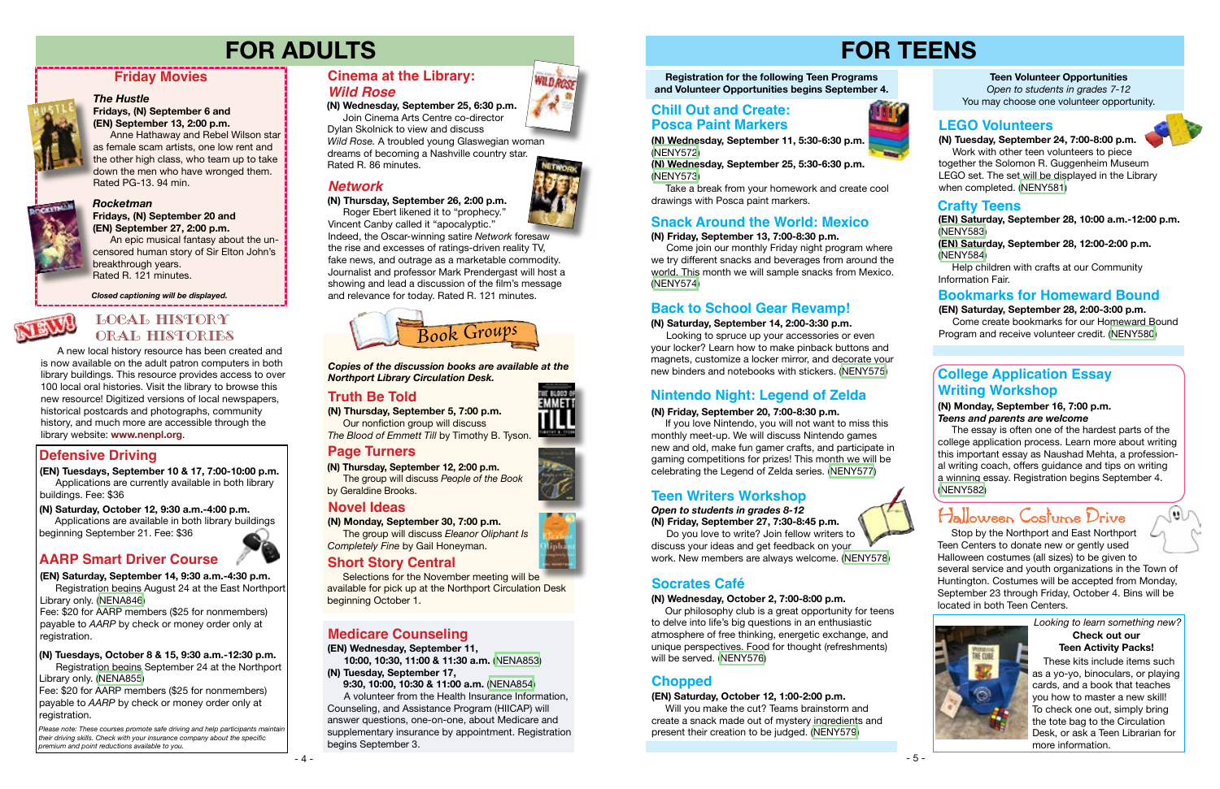# FOR ADULTS

## Friday Movies

***The Hustle***
**Fridays, (N) September 6 and (EN) September 13, 2:00 p.m.**
Anne Hathaway and Rebel Wilson star as female scam artists, one low rent and the other high class, who take to take down the men who have wronged them. Rated PG-13. 94 min.

***Rocketman***
**Fridays, (N) September 20 and (EN) September 27, 2:00 p.m.**
An epic musical fantasy about the uncensored human story of Sir Elton John's breakthrough years. Rated R. 121 minutes.

*Closed captioning will be displayed.*

## NEW! Local History Oral Histories

A new local history resource has been created and is now available on the adult patron computers in both library buildings. This resource provides access to over 100 local oral histories. Visit the library to browse this new resource! Digitized versions of local newspapers, historical postcards and photographs, community history, and much more are accessible through the library website: **www.nenpl.org**.

## Defensive Driving

**(EN) Tuesdays, September 10 & 17, 7:00-10:00 p.m.**
Applications are currently available in both library buildings. Fee: $36

**(N) Saturday, October 12, 9:30 a.m.-4:00 p.m.**
Applications are available in both library buildings beginning September 21. Fee: $36

## AARP Smart Driver Course

**(EN) Saturday, September 14, 9:30 a.m.-4:30 p.m.**
Registration begins August 24 at the East Northport Library only. (NENA846)
Fee: $20 for AARP members ($25 for nonmembers) payable to *AARP* by check or money order only at registration.

**(N) Tuesdays, October 8 & 15, 9:30 a.m.-12:30 p.m.**
Registration begins September 24 at the Northport Library only. (NENA855)
Fee: $20 for AARP members ($25 for nonmembers) payable to *AARP* by check or money order only at registration.

*Please note: These courses promote safe driving and help participants maintain their driving skills. Check with your insurance company about the specific premium and point reductions available to you.*

## Cinema at the Library: *Wild Rose*

**(N) Wednesday, September 25, 6:30 p.m.**
Join Cinema Arts Centre co-director Dylan Skolnick to view and discuss *Wild Rose.* A troubled young Glaswegian woman dreams of becoming a Nashville country star. Rated R. 86 minutes.

## *Network*

**(N) Thursday, September 26, 2:00 p.m.**
Roger Ebert likened it to "prophecy." Vincent Canby called it "apocalyptic." Indeed, the Oscar-winning satire *Network* foresaw the rise and excesses of ratings-driven reality TV, fake news, and outrage as a marketable commodity. Journalist and professor Mark Prendergast will host a showing and lead a discussion of the film's message and relevance for today. Rated R. 121 minutes.

## Book Groups

***Copies of the discussion books are available at the Northport Library Circulation Desk.***

### Truth Be Told

**(N) Thursday, September 5, 7:00 p.m.**
Our nonfiction group will discuss *The Blood of Emmett Till* by Timothy B. Tyson.

### Page Turners

**(N) Thursday, September 12, 2:00 p.m.**
The group will discuss *People of the Book* by Geraldine Brooks.

### Novel Ideas

**(N) Monday, September 30, 7:00 p.m.**
The group will discuss *Eleanor Oliphant Is Completely Fine* by Gail Honeyman.

### Short Story Central

Selections for the November meeting will be available for pick up at the Northport Circulation Desk beginning October 1.

## Medicare Counseling

**(EN) Wednesday, September 11, 10:00, 10:30, 11:00 & 11:30 a.m.** (NENA853)
**(N) Tuesday, September 17, 9:30, 10:00, 10:30 & 11:00 a.m.** (NENA854)
A volunteer from the Health Insurance Information, Counseling, and Assistance Program (HIICAP) will answer questions, one-on-one, about Medicare and supplementary insurance by appointment. Registration begins September 3.

# FOR TEENS

**Registration for the following Teen Programs and Volunteer Opportunities begins September 4.**

## Chill Out and Create: Posca Paint Markers

**(N) Wednesday, September 11, 5:30-6:30 p.m.** (NENY572)
**(N) Wednesday, September 25, 5:30-6:30 p.m.** (NENY573)
Take a break from your homework and create cool drawings with Posca paint markers.

## Snack Around the World: Mexico

**(N) Friday, September 13, 7:00-8:30 p.m.**
Come join our monthly Friday night program where we try different snacks and beverages from around the world. This month we will sample snacks from Mexico. (NENY574)

## Back to School Gear Revamp!

**(N) Saturday, September 14, 2:00-3:30 p.m.**
Looking to spruce up your accessories or even your locker? Learn how to make pinback buttons and magnets, customize a locker mirror, and decorate your new binders and notebooks with stickers. (NENY575)

## Nintendo Night: Legend of Zelda

**(N) Friday, September 20, 7:00-8:30 p.m.**
If you love Nintendo, you will not want to miss this monthly meet-up. We will discuss Nintendo games new and old, make fun gamer crafts, and participate in gaming competitions for prizes! This month we will be celebrating the Legend of Zelda series. (NENY577)

## Teen Writers Workshop

***Open to students in grades 8-12***
**(N) Friday, September 27, 7:30-8:45 p.m.**
Do you love to write? Join fellow writers to discuss your ideas and get feedback on your work. New members are always welcome. (NENY578)

## Socrates Café

**(N) Wednesday, October 2, 7:00-8:00 p.m.**
Our philosophy club is a great opportunity for teens to delve into life's big questions in an enthusiastic atmosphere of free thinking, energetic exchange, and unique perspectives. Food for thought (refreshments) will be served. (NENY576)

## Chopped

**(EN) Saturday, October 12, 1:00-2:00 p.m.**
Will you make the cut? Teams brainstorm and create a snack made out of mystery ingredients and present their creation to be judged. (NENY579)

## Teen Volunteer Opportunities

*Open to students in grades 7-12*
You may choose one volunteer opportunity.

### LEGO Volunteers

**(N) Tuesday, September 24, 7:00-8:00 p.m.**
Work with other teen volunteers to piece together the Solomon R. Guggenheim Museum LEGO set. The set will be displayed in the Library when completed. (NENY581)

### Crafty Teens

**(EN) Saturday, September 28, 10:00 a.m.-12:00 p.m.** (NENY583)
**(EN) Saturday, September 28, 12:00-2:00 p.m.** (NENY584)
Help children with crafts at our Community Information Fair.

### Bookmarks for Homeward Bound

**(EN) Saturday, September 28, 2:00-3:00 p.m.**
Come create bookmarks for our Homeward Bound Program and receive volunteer credit. (NENY580)

## College Application Essay Writing Workshop

**(N) Monday, September 16, 7:00 p.m.**
***Teens and parents are welcome***
The essay is often one of the hardest parts of the college application process. Learn more about writing this important essay as Naushad Mehta, a professional writing coach, offers guidance and tips on writing a winning essay. Registration begins September 4. (NENY582)

## Halloween Costume Drive

Stop by the Northport and East Northport Teen Centers to donate new or gently used Halloween costumes (all sizes) to be given to several service and youth organizations in the Town of Huntington. Costumes will be accepted from Monday, September 23 through Friday, October 4. Bins will be located in both Teen Centers.

*Looking to learn something new?*
**Check out our Teen Activity Packs!**
These kits include items such as a yo-yo, binoculars, or playing cards, and a book that teaches you how to master a new skill! To check one out, simply bring the tote bag to the Circulation Desk, or ask a Teen Librarian for more information.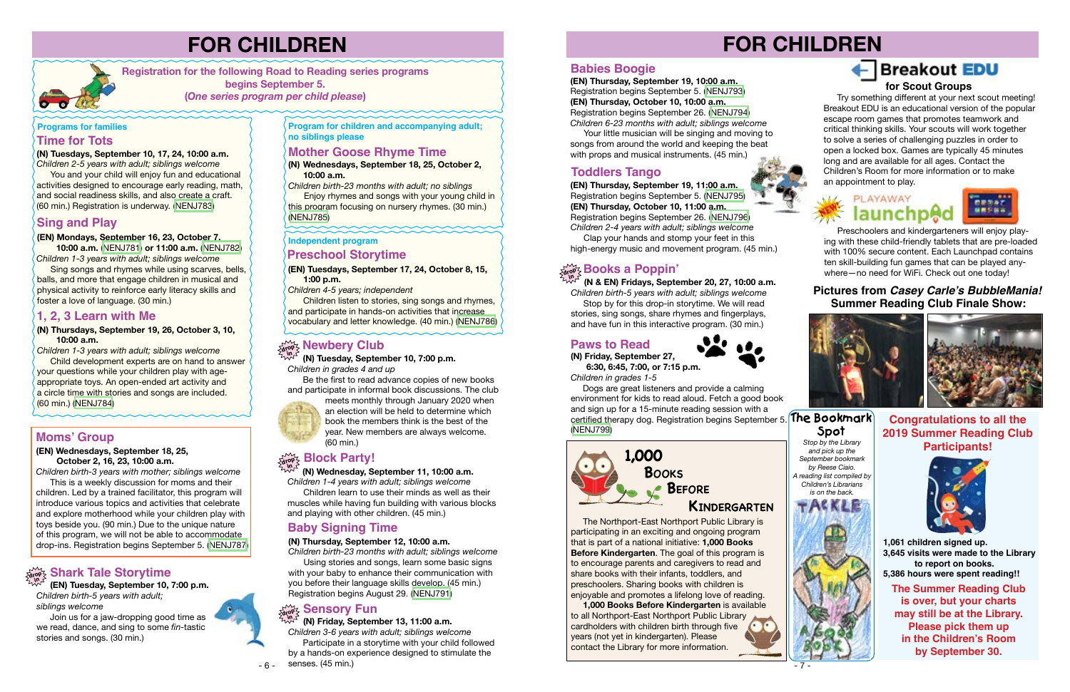# FOR CHILDREN

**Registration for the following Road to Reading series programs begins September 5.**
**(*One series program per child please*)**

**Programs for families**

## Time for Tots

**(N) Tuesdays, September 10, 17, 24, 10:00 a.m.**
*Children 2-5 years with adult; siblings welcome*

You and your child will enjoy fun and educational activities designed to encourage early reading, math, and social readiness skills, and also create a craft. (60 min.) Registration is underway. (NENJ783)

## Sing and Play

**(EN) Mondays, September 16, 23, October 7, 10:00 a.m.** (NENJ781) **or 11:00 a.m.** (NENJ782)
*Children 1-3 years with adult; siblings welcome*

Sing songs and rhymes while using scarves, bells, balls, and more that engage children in musical and physical activity to reinforce early literacy skills and foster a love of language. (30 min.)

## 1, 2, 3 Learn with Me

**(N) Thursdays, September 19, 26, October 3, 10, 10:00 a.m.**
*Children 1-3 years with adult; siblings welcome*

Child development experts are on hand to answer your questions while your children play with age-appropriate toys. An open-ended art activity and a circle time with stories and songs are included. (60 min.) (NENJ784)

**Program for children and accompanying adult; no siblings please**

## Mother Goose Rhyme Time

**(N) Wednesdays, September 18, 25, October 2, 10:00 a.m.**
*Children birth-23 months with adult; no siblings*

Enjoy rhymes and songs with your young child in this program focusing on nursery rhymes. (30 min.) (NENJ785)

**Independent program**

## Preschool Storytime

**(EN) Tuesdays, September 17, 24, October 8, 15, 1:00 p.m.**
*Children 4-5 years; independent*

Children listen to stories, sing songs and rhymes, and participate in hands-on activities that increase vocabulary and letter knowledge. (40 min.) (NENJ786)

## Moms' Group

**(EN) Wednesdays, September 18, 25, October 2, 16, 23, 10:00 a.m.**
*Children birth-3 years with mother; siblings welcome*

This is a weekly discussion for moms and their children. Led by a trained facilitator, this program will introduce various topics and activities that celebrate and explore motherhood while your children play with toys beside you. (90 min.) Due to the unique nature of this program, we will not be able to accommodate drop-ins. Registration begins September 5. (NENJ787)

## Shark Tale Storytime (drop in)

**(EN) Tuesday, September 10, 7:00 p.m.**
*Children birth-5 years with adult; siblings welcome*

Join us for a jaw-dropping good time as we read, dance, and sing to some *fin*-tastic stories and songs. (30 min.)

## Newbery Club (drop in)

**(N) Tuesday, September 10, 7:00 p.m.**
*Children in grades 4 and up*

Be the first to read advance copies of new books and participate in informal book discussions. The club meets monthly through January 2020 when an election will be held to determine which book the members think is the best of the year. New members are always welcome. (60 min.)

## Block Party! (drop in)

**(N) Wednesday, September 11, 10:00 a.m.**
*Children 1-4 years with adult; siblings welcome*

Children learn to use their minds as well as their muscles while having fun building with various blocks and playing with other children. (45 min.)

## Baby Signing Time

**(N) Thursday, September 12, 10:00 a.m.**
*Children birth-23 months with adult; siblings welcome*

Using stories and songs, learn some basic signs with your baby to enhance their communication with you before their language skills develop. (45 min.) Registration begins August 29. (NENJ791)

## Sensory Fun (drop in)

**(N) Friday, September 13, 11:00 a.m.**
*Children 3-6 years with adult; siblings welcome*

Participate in a storytime with your child followed by a hands-on experience designed to stimulate the senses. (45 min.)

## Babies Boogie

**(EN) Thursday, September 19, 10:00 a.m.**
Registration begins September 5. (NENJ793)
**(EN) Thursday, October 10, 10:00 a.m.**
Registration begins September 26. (NENJ794)
*Children 6-23 months with adult; siblings welcome*

Your little musician will be singing and moving to songs from around the world and keeping the beat with props and musical instruments. (45 min.)

## Toddlers Tango

**(EN) Thursday, September 19, 11:00 a.m.**
Registration begins September 5. (NENJ795)
**(EN) Thursday, October 10, 11:00 a.m.**
Registration begins September 26. (NENJ796)
*Children 2-4 years with adult; siblings welcome*

Clap your hands and stomp your feet in this high-energy music and movement program. (45 min.)

## Books a Poppin' (drop in)

**(N & EN) Fridays, September 20, 27, 10:00 a.m.**
*Children birth-5 years with adult; siblings welcome*

Stop by for this drop-in storytime. We will read stories, sing songs, share rhymes and fingerplays, and have fun in this interactive program. (30 min.)

## Paws to Read

**(N) Friday, September 27, 6:30, 6:45, 7:00, or 7:15 p.m.**
*Children in grades 1-5*

Dogs are great listeners and provide a calming environment for kids to read aloud. Fetch a good book and sign up for a 15-minute reading session with a certified therapy dog. Registration begins September 5. (NENJ799)

## 1,000 Books Before Kindergarten

The Northport-East Northport Public Library is participating in an exciting and ongoing program that is part of a national initiative: **1,000 Books Before Kindergarten**. The goal of this program is to encourage parents and caregivers to read and share books with their infants, toddlers, and preschoolers. Sharing books with children is enjoyable and promotes a lifelong love of reading.

**1,000 Books Before Kindergarten** is available to all Northport-East Northport Public Library cardholders with children birth through five years (not yet in kindergarten). Please contact the Library for more information.

## Breakout EDU for Scout Groups

Try something different at your next scout meeting! Breakout EDU is an educational version of the popular escape room games that promotes teamwork and critical thinking skills. Your scouts will work together to solve a series of challenging puzzles in order to open a locked box. Games are typically 45 minutes long and are available for all ages. Contact the Children's Room for more information or to make an appointment to play.

## NEW! Playaway Launchpad

Preschoolers and kindergarteners will enjoy playing with these child-friendly tablets that are pre-loaded with 100% secure content. Each Launchpad contains ten skill-building fun games that can be played anywhere—no need for WiFi. Check out one today!

### Pictures from *Casey Carle's BubbleMania!* Summer Reading Club Finale Show:

## The Bookmark Spot

*Stop by the Library and pick up the September bookmark by Reese Ciaio. A reading list compiled by Children's Librarians is on the back.*

## Congratulations to all the 2019 Summer Reading Club Participants!

**1,061 children signed up.**
**3,645 visits were made to the Library to report on books.**
**5,386 hours were spent reading!!**

**The Summer Reading Club is over, but your charts may still be at the Library. Please pick them up in the Children's Room by September 30.**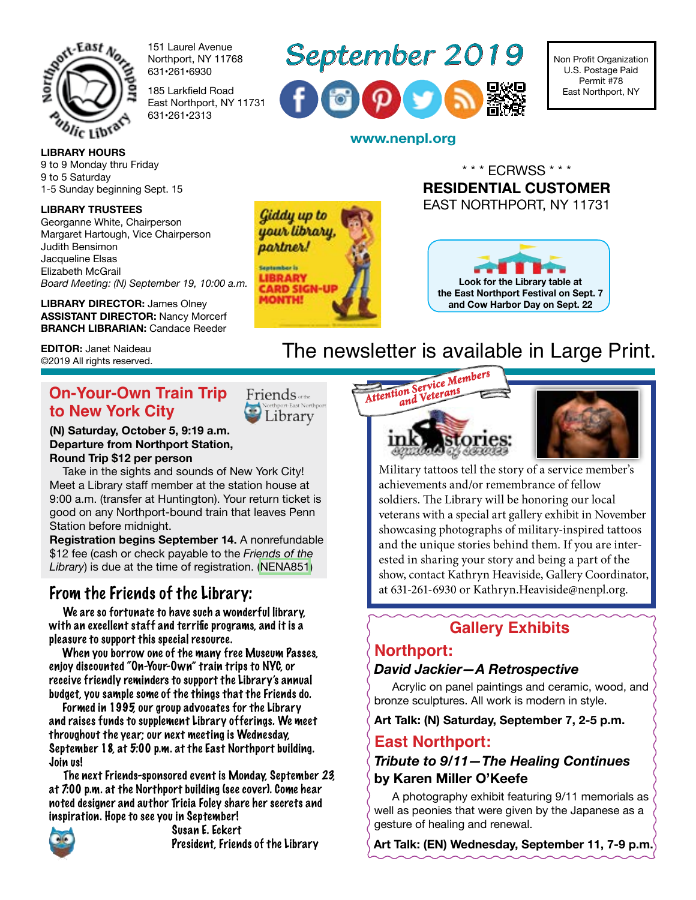151 Laurel Avenue
Northport, NY 11768
631•261•6930

185 Larkfield Road
East Northport, NY 11731
631•261•2313

# September 2019

www.nenpl.org

Non Profit Organization
U.S. Postage Paid
Permit #78
East Northport, NY

**LIBRARY HOURS**
9 to 9 Monday thru Friday
9 to 5 Saturday
1-5 Sunday beginning Sept. 15

**LIBRARY TRUSTEES**
Georganne White, Chairperson
Margaret Hartough, Vice Chairperson
Judith Bensimon
Jacqueline Elsas
Elizabeth McGrail
*Board Meeting: (N) September 19, 10:00 a.m.*

**LIBRARY DIRECTOR:** James Olney
**ASSISTANT DIRECTOR:** Nancy Morcerf
**BRANCH LIBRARIAN:** Candace Reeder

**EDITOR:** Janet Naideau
©2019 All rights reserved.

Giddy up to your library, partner!
September is LIBRARY CARD SIGN-UP MONTH!

\* \* \* ECRWSS \* \* \*
**RESIDENTIAL CUSTOMER**
EAST NORTHPORT, NY 11731

**Look for the Library table at the East Northport Festival on Sept. 7 and Cow Harbor Day on Sept. 22**

The newsletter is available in Large Print.

## On-Your-Own Train Trip to New York City

Friends of the Northport-East Northport Library

**(N) Saturday, October 5, 9:19 a.m.**
**Departure from Northport Station,**
**Round Trip $12 per person**

Take in the sights and sounds of New York City! Meet a Library staff member at the station house at 9:00 a.m. (transfer at Huntington). Your return ticket is good on any Northport-bound train that leaves Penn Station before midnight.

**Registration begins September 14.** A nonrefundable $12 fee (cash or check payable to the *Friends of the Library*) is due at the time of registration. (NENA851)

## From the Friends of the Library:

We are so fortunate to have such a wonderful library, with an excellent staff and terrific programs, and it is a pleasure to support this special resource.

When you borrow one of the many free Museum Passes, enjoy discounted "On-Your-Own" train trips to NYC, or receive friendly reminders to support the Library's annual budget, you sample some of the things that the Friends do.

Formed in 1995 our group advocates for the Library and raises funds to supplement Library offerings. We meet throughout the year; our next meeting is Wednesday, September 18, at 5:00 p.m. at the East Northport building. Join us!

The next Friends-sponsored event is Monday, September 23, at 7:00 p.m. at the Northport building (see cover). Come hear noted designer and author Tricia Foley share her secrets and inspiration. Hope to see you in September!

Susan E. Eckert
President, Friends of the Library

## Attention Service Members and Veterans

**ink stories: symbols of service**

Military tattoos tell the story of a service member's achievements and/or remembrance of fellow soldiers. The Library will be honoring our local veterans with a special art gallery exhibit in November showcasing photographs of military-inspired tattoos and the unique stories behind them. If you are interested in sharing your story and being a part of the show, contact Kathryn Heaviside, Gallery Coordinator, at 631-261-6930 or Kathryn.Heaviside@nenpl.org.

## Gallery Exhibits

### Northport:

***David Jackier—A Retrospective***

Acrylic on panel paintings and ceramic, wood, and bronze sculptures. All work is modern in style.

**Art Talk: (N) Saturday, September 7, 2-5 p.m.**

### East Northport:

***Tribute to 9/11—The Healing Continues* by Karen Miller O'Keefe**

A photography exhibit featuring 9/11 memorials as well as peonies that were given by the Japanese as a gesture of healing and renewal.

**Art Talk: (EN) Wednesday, September 11, 7-9 p.m.**